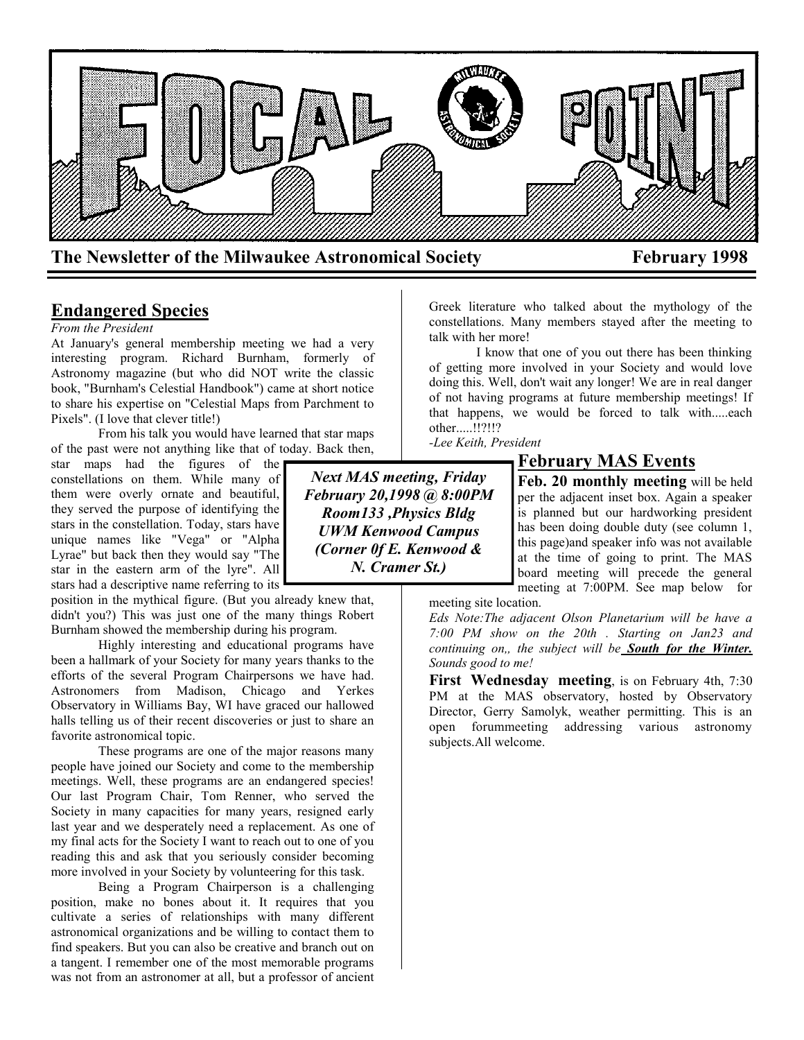# FOCAL POINT

**The Newsletter of the Milwaukee Astronomical Society** **February 1998**

## Endangered Species

*From the President*

At January's general membership meeting we had a very interesting program. Richard Burnham, formerly of Astronomy magazine (but who did NOT write the classic book, "Burnham's Celestial Handbook") came at short notice to share his expertise on "Celestial Maps from Parchment to Pixels". (I love that clever title!)

From his talk you would have learned that star maps of the past were not anything like that of today. Back then, star maps had the figures of the constellations on them. While many of them were overly ornate and beautiful, they served the purpose of identifying the stars in the constellation. Today, stars have unique names like "Vega" or "Alpha Lyrae" but back then they would say "The star in the eastern arm of the lyre". All stars had a descriptive name referring to its position in the mythical figure. (But you already knew that, didn't you?) This was just one of the many things Robert Burnham showed the membership during his program.

Highly interesting and educational programs have been a hallmark of your Society for many years thanks to the efforts of the several Program Chairpersons we have had. Astronomers from Madison, Chicago and Yerkes Observatory in Williams Bay, WI have graced our hallowed halls telling us of their recent discoveries or just to share an favorite astronomical topic.

These programs are one of the major reasons many people have joined our Society and come to the membership meetings. Well, these programs are an endangered species! Our last Program Chair, Tom Renner, who served the Society in many capacities for many years, resigned early last year and we desperately need a replacement. As one of my final acts for the Society I want to reach out to one of you reading this and ask that you seriously consider becoming more involved in your Society by volunteering for this task.

Being a Program Chairperson is a challenging position, make no bones about it. It requires that you cultivate a series of relationships with many different astronomical organizations and be willing to contact them to find speakers. But you can also be creative and branch out on a tangent. I remember one of the most memorable programs was not from an astronomer at all, but a professor of ancient Greek literature who talked about the mythology of the constellations. Many members stayed after the meeting to talk with her more!

I know that one of you out there has been thinking of getting more involved in your Society and would love doing this. Well, don't wait any longer! We are in real danger of not having programs at future membership meetings! If that happens, we would be forced to talk with.....each other.....!!?!!?

*-Lee Keith, President*

***Next MAS meeting, Friday February 20,1998 @ 8:00PM***
***Room133 ,Physics Bldg***
***UWM Kenwood Campus***
***(Corner 0f E. Kenwood & N. Cramer St.)***

## February MAS Events

**Feb. 20 monthly meeting** will be held per the adjacent inset box. Again a speaker is planned but our hardworking president has been doing double duty (see column 1, this page)and speaker info was not available at the time of going to print. The MAS board meeting will precede the general meeting at 7:00PM. See map below for meeting site location.

*Eds Note:The adjacent Olson Planetarium will be have a 7:00 PM show on the 20th . Starting on Jan23 and continuing on,, the subject will be* ***South for the Winter.*** *Sounds good to me!*

**First Wednesday meeting**, is on February 4th, 7:30 PM at the MAS observatory, hosted by Observatory Director, Gerry Samolyk, weather permitting. This is an open forummeeting addressing various astronomy subjects.All welcome.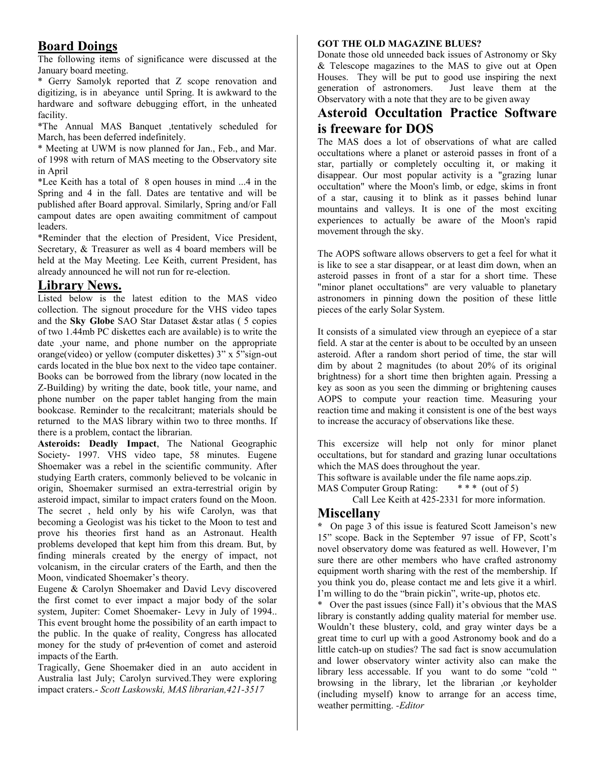## Board Doings

The following items of significance were discussed at the January board meeting.

* Gerry Samolyk reported that Z scope renovation and digitizing, is in abeyance until Spring. It is awkward to the hardware and software debugging effort, in the unheated facility.

*The Annual MAS Banquet ,tentatively scheduled for March, has been deferred indefinitely.

* Meeting at UWM is now planned for Jan., Feb., and Mar. of 1998 with return of MAS meeting to the Observatory site in April

*Lee Keith has a total of 8 open houses in mind ...4 in the Spring and 4 in the fall. Dates are tentative and will be published after Board approval. Similarly, Spring and/or Fall campout dates are open awaiting commitment of campout leaders.

*Reminder that the election of President, Vice President, Secretary, & Treasurer as well as 4 board members will be held at the May Meeting. Lee Keith, current President, has already announced he will not run for re-election.

## Library News.

Listed below is the latest edition to the MAS video collection. The signout procedure for the VHS video tapes and the **Sky Globe** SAO Star Dataset &star atlas ( 5 copies of two 1.44mb PC diskettes each are available) is to write the date ,your name, and phone number on the appropriate orange(video) or yellow (computer diskettes) 3" x 5"sign-out cards located in the blue box next to the video tape container. Books can be borrowed from the library (now located in the Z-Building) by writing the date, book title, your name, and phone number on the paper tablet hanging from the main bookcase. Reminder to the recalcitrant; materials should be returned to the MAS library within two to three months. If there is a problem, contact the librarian.

**Asteroids: Deadly Impact**, The National Geographic Society- 1997. VHS video tape, 58 minutes. Eugene Shoemaker was a rebel in the scientific community. After studying Earth craters, commonly believed to be volcanic in origin, Shoemaker surmised an extra-terrestrial origin by asteroid impact, similar to impact craters found on the Moon. The secret , held only by his wife Carolyn, was that becoming a Geologist was his ticket to the Moon to test and prove his theories first hand as an Astronaut. Health problems developed that kept him from this dream. But, by finding minerals created by the energy of impact, not volcanism, in the circular craters of the Earth, and then the Moon, vindicated Shoemaker's theory.

Eugene & Carolyn Shoemaker and David Levy discovered the first comet to ever impact a major body of the solar system, Jupiter: Comet Shoemaker- Levy in July of 1994.. This event brought home the possibility of an earth impact to the public. In the quake of reality, Congress has allocated money for the study of pr4evention of comet and asteroid impacts of the Earth.

Tragically, Gene Shoemaker died in an auto accident in Australia last July; Carolyn survived.They were exploring impact craters.- *Scott Laskowski, MAS librarian,421-3517*

**GOT THE OLD MAGAZINE BLUES?**

Donate those old unneeded back issues of Astronomy or Sky & Telescope magazines to the MAS to give out at Open Houses. They will be put to good use inspiring the next generation of astronomers. Just leave them at the Observatory with a note that they are to be given away

## Asteroid Occultation Practice Software is freeware for DOS

The MAS does a lot of observations of what are called occultations where a planet or asteroid passes in front of a star, partially or completely occulting it, or making it disappear. Our most popular activity is a "grazing lunar occultation" where the Moon's limb, or edge, skims in front of a star, causing it to blink as it passes behind lunar mountains and valleys. It is one of the most exciting experiences to actually be aware of the Moon's rapid movement through the sky.

The AOPS software allows observers to get a feel for what it is like to see a star disappear, or at least dim down, when an asteroid passes in front of a star for a short time. These "minor planet occultations" are very valuable to planetary astronomers in pinning down the position of these little pieces of the early Solar System.

It consists of a simulated view through an eyepiece of a star field. A star at the center is about to be occulted by an unseen asteroid. After a random short period of time, the star will dim by about 2 magnitudes (to about 20% of its original brightness) for a short time then brighten again. Pressing a key as soon as you seen the dimming or brightening causes AOPS to compute your reaction time. Measuring your reaction time and making it consistent is one of the best ways to increase the accuracy of observations like these.

This excersize will help not only for minor planet occultations, but for standard and grazing lunar occultations which the MAS does throughout the year.

This software is available under the file name aops.zip.

MAS Computer Group Rating: * * * (out of 5)

Call Lee Keith at 425-2331 for more information.

## Miscellany

* On page 3 of this issue is featured Scott Jameison's new 15" scope. Back in the September 97 issue of FP, Scott's novel observatory dome was featured as well. However, I'm sure there are other members who have crafted astronomy equipment worth sharing with the rest of the membership. If you think you do, please contact me and lets give it a whirl. I'm willing to do the "brain pickin", write-up, photos etc.

* Over the past issues (since Fall) it's obvious that the MAS library is constantly adding quality material for member use. Wouldn't these blustery, cold, and gray winter days be a great time to curl up with a good Astronomy book and do a little catch-up on studies? The sad fact is snow accumulation and lower observatory winter activity also can make the library less accessable. If you want to do some "cold " browsing in the library, let the librarian ,or keyholder (including myself) know to arrange for an access time, weather permitting. -*Editor*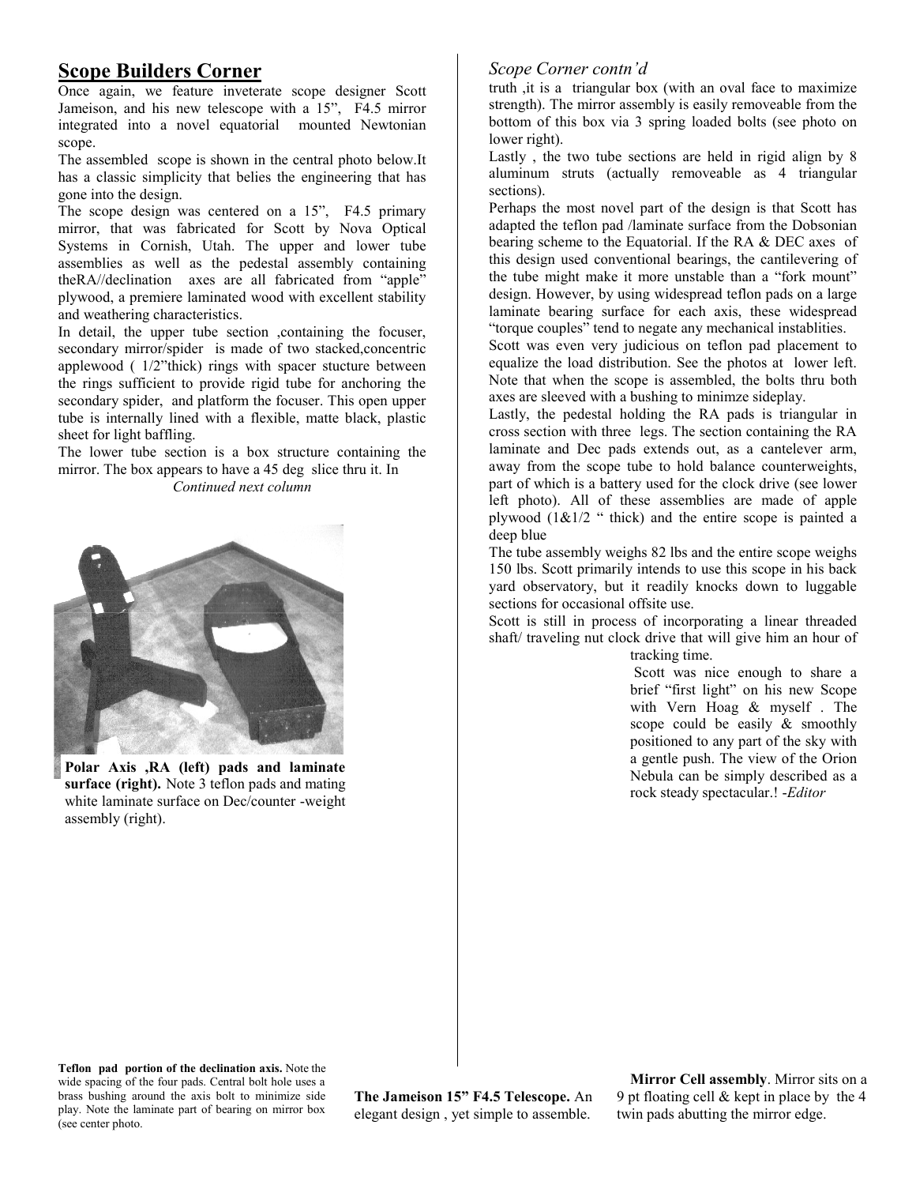## Scope Builders Corner

Once again, we feature inveterate scope designer Scott Jameison, and his new telescope with a 15", F4.5 mirror integrated into a novel equatorial mounted Newtonian scope.

The assembled scope is shown in the central photo below.It has a classic simplicity that belies the engineering that has gone into the design.

The scope design was centered on a 15", F4.5 primary mirror, that was fabricated for Scott by Nova Optical Systems in Cornish, Utah. The upper and lower tube assemblies as well as the pedestal assembly containing theRA//declination axes are all fabricated from "apple" plywood, a premiere laminated wood with excellent stability and weathering characteristics.

In detail, the upper tube section ,containing the focuser, secondary mirror/spider is made of two stacked,concentric applewood ( 1/2"thick) rings with spacer stucture between the rings sufficient to provide rigid tube for anchoring the secondary spider, and platform the focuser. This open upper tube is internally lined with a flexible, matte black, plastic sheet for light baffling.

The lower tube section is a box structure containing the mirror. The box appears to have a 45 deg slice thru it. In

*Continued next column*

**Polar Axis ,RA (left) pads and laminate surface (right).** Note 3 teflon pads and mating white laminate surface on Dec/counter -weight assembly (right).

*Scope Corner contn'd*

truth ,it is a triangular box (with an oval face to maximize strength). The mirror assembly is easily removeable from the bottom of this box via 3 spring loaded bolts (see photo on lower right).

Lastly , the two tube sections are held in rigid align by 8 aluminum struts (actually removeable as 4 triangular sections).

Perhaps the most novel part of the design is that Scott has adapted the teflon pad /laminate surface from the Dobsonian bearing scheme to the Equatorial. If the RA & DEC axes of this design used conventional bearings, the cantilevering of the tube might make it more unstable than a "fork mount" design. However, by using widespread teflon pads on a large laminate bearing surface for each axis, these widespread "torque couples" tend to negate any mechanical instablities.

Scott was even very judicious on teflon pad placement to equalize the load distribution. See the photos at lower left. Note that when the scope is assembled, the bolts thru both axes are sleeved with a bushing to minimze sideplay.

Lastly, the pedestal holding the RA pads is triangular in cross section with three legs. The section containing the RA laminate and Dec pads extends out, as a cantelever arm, away from the scope tube to hold balance counterweights, part of which is a battery used for the clock drive (see lower left photo). All of these assemblies are made of apple plywood (1&1/2 " thick) and the entire scope is painted a deep blue

The tube assembly weighs 82 lbs and the entire scope weighs 150 lbs. Scott primarily intends to use this scope in his back yard observatory, but it readily knocks down to luggable sections for occasional offsite use.

Scott is still in process of incorporating a linear threaded shaft/ traveling nut clock drive that will give him an hour of tracking time.

Scott was nice enough to share a brief "first light" on his new Scope with Vern Hoag & myself . The scope could be easily & smoothly positioned to any part of the sky with a gentle push. The view of the Orion Nebula can be simply described as a rock steady spectacular.! *-Editor*

**Teflon pad portion of the declination axis.** Note the wide spacing of the four pads. Central bolt hole uses a brass bushing around the axis bolt to minimize side play. Note the laminate part of bearing on mirror box (see center photo.

**The Jameison 15" F4.5 Telescope.** An elegant design , yet simple to assemble.

**Mirror Cell assembly**. Mirror sits on a 9 pt floating cell & kept in place by the 4 twin pads abutting the mirror edge.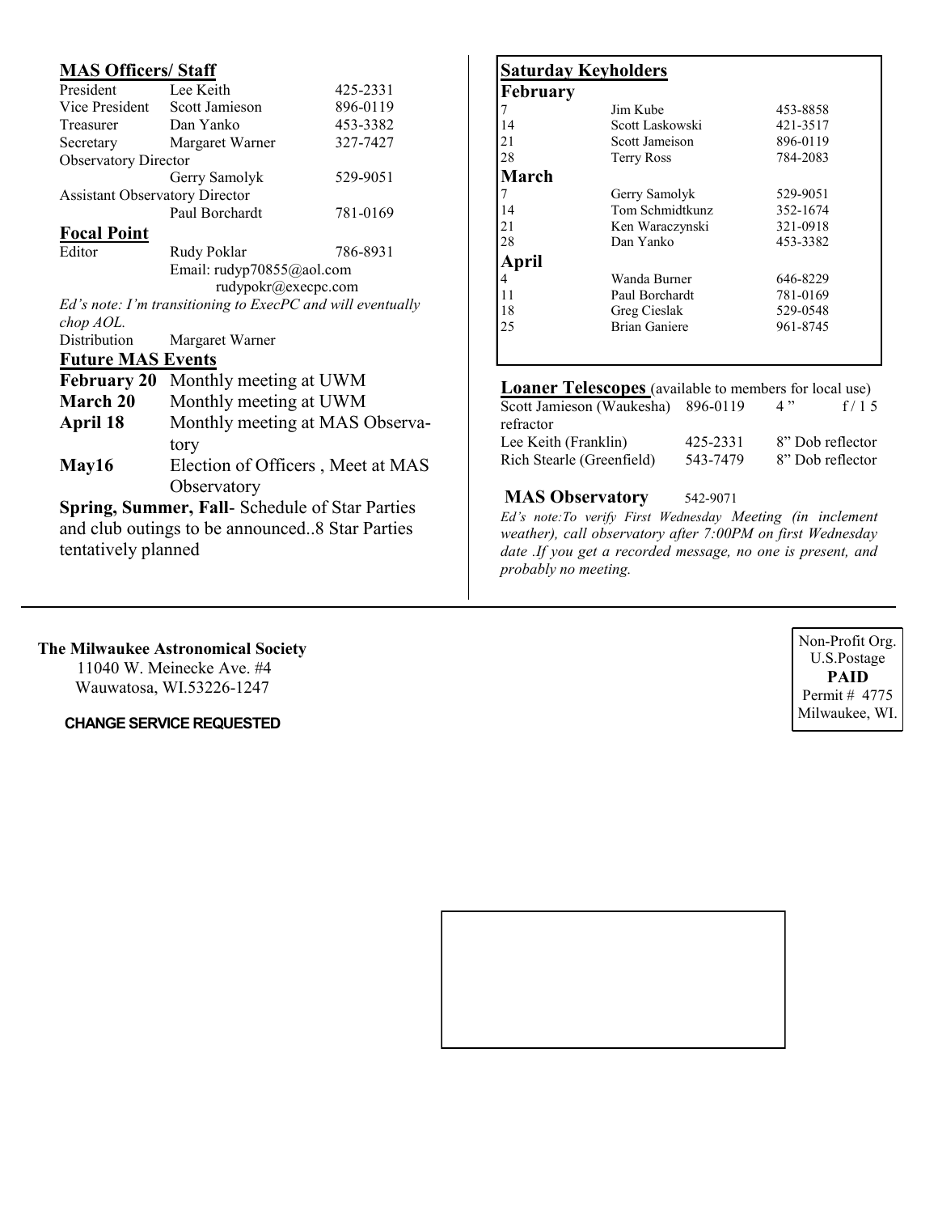## MAS Officers/ Staff

| | | |
|---|---|---|
| President | Lee Keith | 425-2331 |
| Vice President | Scott Jamieson | 896-0119 |
| Treasurer | Dan Yanko | 453-3382 |
| Secretary | Margaret Warner | 327-7427 |
| Observatory Director | Gerry Samolyk | 529-9051 |
| Assistant Observatory Director | Paul Borchardt | 781-0169 |

## Focal Point

| | | |
|---|---|---|
| Editor | Rudy Poklar | 786-8931 |

Email: rudyp70855@aol.com
rudypokr@execpc.com

*Ed's note: I'm transitioning to ExecPC and will eventually chop AOL.*

Distribution Margaret Warner

## Future MAS Events

**February 20** Monthly meeting at UWM

**March 20** Monthly meeting at UWM

**April 18** Monthly meeting at MAS Observatory

**May16** Election of Officers , Meet at MAS Observatory

**Spring, Summer, Fall**- Schedule of Star Parties and club outings to be announced..8 Star Parties tentatively planned

## Saturday Keyholders

| | | |
|---|---|---|
| **February** | | |
| 7 | Jim Kube | 453-8858 |
| 14 | Scott Laskowski | 421-3517 |
| 21 | Scott Jameison | 896-0119 |
| 28 | Terry Ross | 784-2083 |
| **March** | | |
| 7 | Gerry Samolyk | 529-9051 |
| 14 | Tom Schmidtkunz | 352-1674 |
| 21 | Ken Waraczynski | 321-0918 |
| 28 | Dan Yanko | 453-3382 |
| **April** | | |
| 4 | Wanda Burner | 646-8229 |
| 11 | Paul Borchardt | 781-0169 |
| 18 | Greg Cieslak | 529-0548 |
| 25 | Brian Ganiere | 961-8745 |

**Loaner Telescopes** (available to members for local use)

| | | |
|---|---|---|
| Scott Jamieson (Waukesha) | 896-0119 | 4 " f / 1 5 refractor |
| Lee Keith (Franklin) | 425-2331 | 8" Dob reflector |
| Rich Stearle (Greenfield) | 543-7479 | 8" Dob reflector |

**MAS Observatory** 542-9071

*Ed's note:To verify First Wednesday Meeting (in inclement weather), call observatory after 7:00PM on first Wednesday date .If you get a recorded message, no one is present, and probably no meeting.*

**The Milwaukee Astronomical Society**
11040 W. Meinecke Ave. #4
Wauwatosa, WI.53226-1247

**CHANGE SERVICE REQUESTED**

Non-Profit Org.
U.S.Postage
**PAID**
Permit # 4775
Milwaukee, WI.